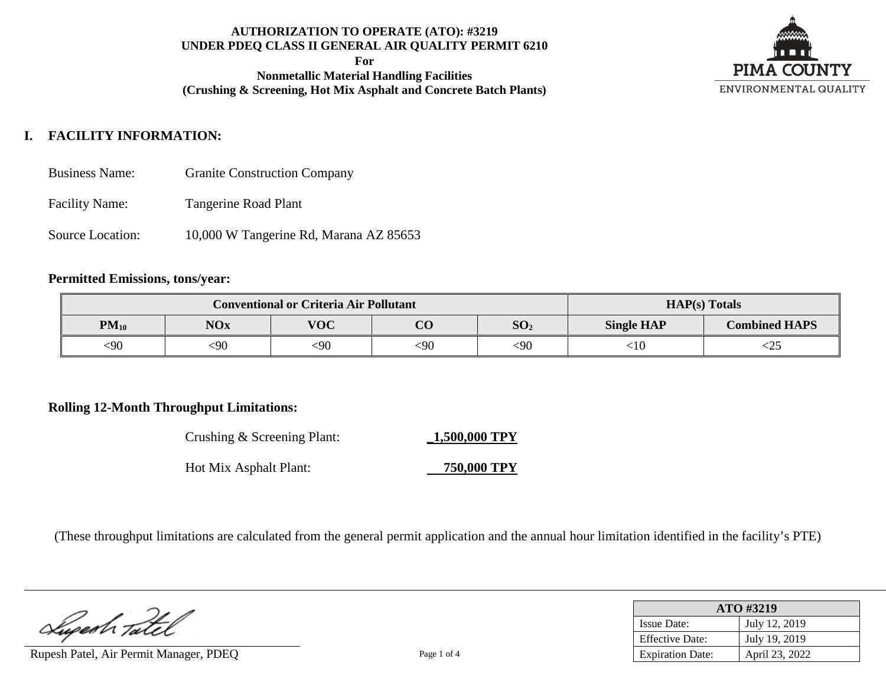**AUTHORIZATION TO OPERATE (ATO): #3219**
**UNDER PDEQ CLASS II GENERAL AIR QUALITY PERMIT 6210**
**For**
**Nonmetallic Material Handling Facilities**
**(Crushing & Screening, Hot Mix Asphalt and Concrete Batch Plants)**

PIMA COUNTY
ENVIRONMENTAL QUALITY

## I. FACILITY INFORMATION:

Business Name: Granite Construction Company

Facility Name: Tangerine Road Plant

Source Location: 10,000 W Tangerine Rd, Marana AZ 85653

**Permitted Emissions, tons/year:**

| Conventional or Criteria Air Pollutant | | | | | HAP(s) Totals | |
|---|---|---|---|---|---|---|
| $PM_{10}$ | NOx | VOC | CO | $SO_2$ | Single HAP | Combined HAPS |
| <90 | <90 | <90 | <90 | <90 | <10 | <25 |

**Rolling 12-Month Throughput Limitations:**

Crushing & Screening Plant: **_1,500,000 TPY**

Hot Mix Asphalt Plant: **750,000 TPY**

(These throughput limitations are calculated from the general permit application and the annual hour limitation identified in the facility's PTE)

Rupesh Patel, Air Permit Manager, PDEQ

| ATO #3219 | |
|---|---|
| Issue Date: | July 12, 2019 |
| Effective Date: | July 19, 2019 |
| Expiration Date: | April 23, 2022 |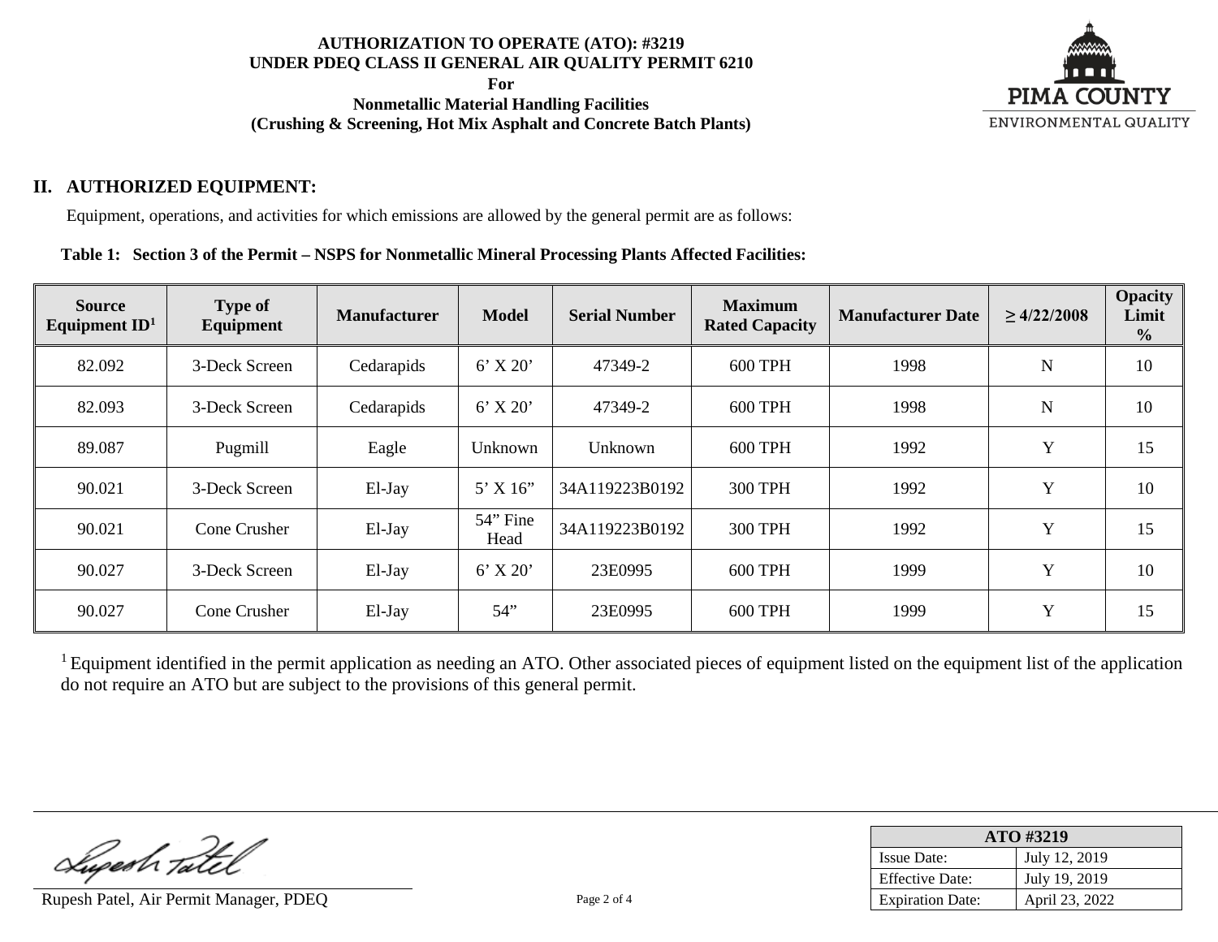## II. AUTHORIZED EQUIPMENT:

Equipment, operations, and activities for which emissions are allowed by the general permit are as follows:

**Table 1: Section 3 of the Permit – NSPS for Nonmetallic Mineral Processing Plants Affected Facilities:**

| Source Equipment ID[1] | Type of Equipment | Manufacturer | Model | Serial Number | Maximum Rated Capacity | Manufacturer Date | ≥ 4/22/2008 | Opacity Limit % |
|---|---|---|---|---|---|---|---|---|
| 82.092 | 3-Deck Screen | Cedarapids | 6' X 20' | 47349-2 | 600 TPH | 1998 | N | 10 |
| 82.093 | 3-Deck Screen | Cedarapids | 6' X 20' | 47349-2 | 600 TPH | 1998 | N | 10 |
| 89.087 | Pugmill | Eagle | Unknown | Unknown | 600 TPH | 1992 | Y | 15 |
| 90.021 | 3-Deck Screen | El-Jay | 5' X 16" | 34A119223B0192 | 300 TPH | 1992 | Y | 10 |
| 90.021 | Cone Crusher | El-Jay | 54" Fine Head | 34A119223B0192 | 300 TPH | 1992 | Y | 15 |
| 90.027 | 3-Deck Screen | El-Jay | 6' X 20' | 23E0995 | 600 TPH | 1999 | Y | 10 |
| 90.027 | Cone Crusher | El-Jay | 54" | 23E0995 | 600 TPH | 1999 | Y | 15 |

[1] Equipment identified in the permit application as needing an ATO. Other associated pieces of equipment listed on the equipment list of the application do not require an ATO but are subject to the provisions of this general permit.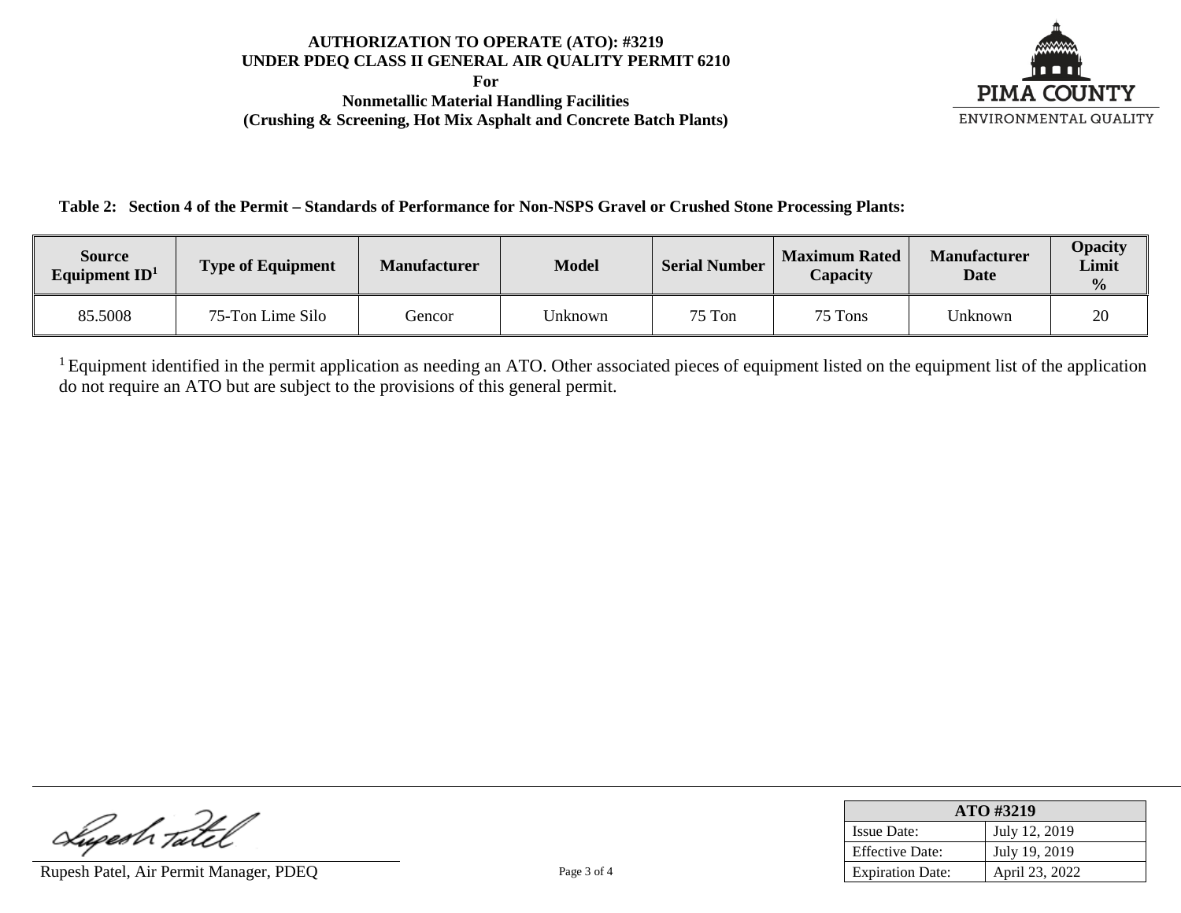Table 2: Section 4 of the Permit – Standards of Performance for Non-NSPS Gravel or Crushed Stone Processing Plants:

| Source Equipment ID[1] | Type of Equipment | Manufacturer | Model | Serial Number | Maximum Rated Capacity | Manufacturer Date | Opacity Limit % |
|---|---|---|---|---|---|---|---|
| 85.5008 | 75-Ton Lime Silo | Gencor | Unknown | 75 Ton | 75 Tons | Unknown | 20 |

[1] Equipment identified in the permit application as needing an ATO. Other associated pieces of equipment listed on the equipment list of the application do not require an ATO but are subject to the provisions of this general permit.

Rupesh Patel, Air Permit Manager, PDEQ

| ATO #3219 | |
|---|---|
| Issue Date: | July 12, 2019 |
| Effective Date: | July 19, 2019 |
| Expiration Date: | April 23, 2022 |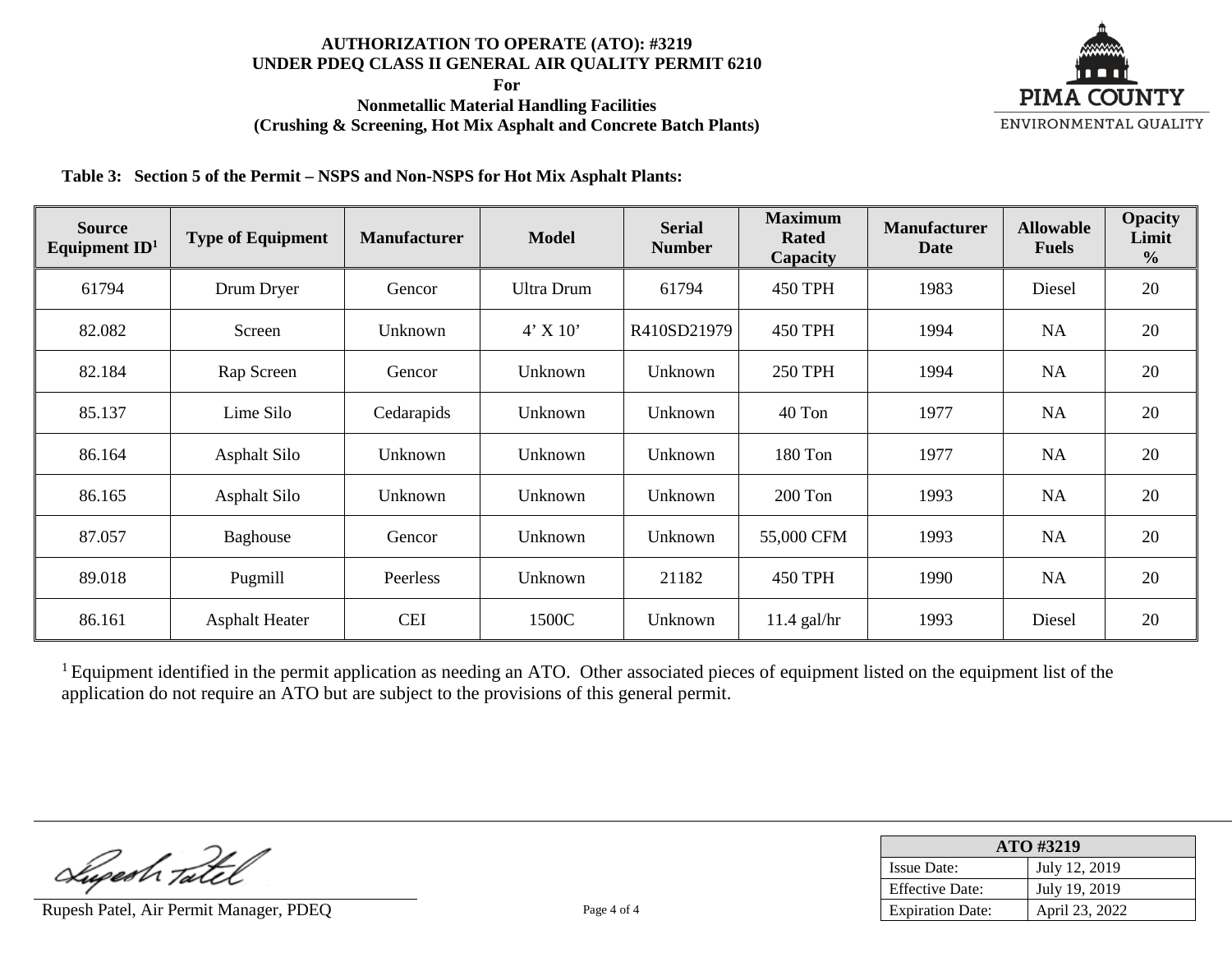**AUTHORIZATION TO OPERATE (ATO): #3219**
**UNDER PDEQ CLASS II GENERAL AIR QUALITY PERMIT 6210**
**For**
**Nonmetallic Material Handling Facilities**
**(Crushing & Screening, Hot Mix Asphalt and Concrete Batch Plants)**

PIMA COUNTY
ENVIRONMENTAL QUALITY

**Table 3: Section 5 of the Permit – NSPS and Non-NSPS for Hot Mix Asphalt Plants:**

| Source Equipment ID[1] | Type of Equipment | Manufacturer | Model | Serial Number | Maximum Rated Capacity | Manufacturer Date | Allowable Fuels | Opacity Limit % |
|---|---|---|---|---|---|---|---|---|
| 61794 | Drum Dryer | Gencor | Ultra Drum | 61794 | 450 TPH | 1983 | Diesel | 20 |
| 82.082 | Screen | Unknown | 4' X 10' | R410SD21979 | 450 TPH | 1994 | NA | 20 |
| 82.184 | Rap Screen | Gencor | Unknown | Unknown | 250 TPH | 1994 | NA | 20 |
| 85.137 | Lime Silo | Cedarapids | Unknown | Unknown | 40 Ton | 1977 | NA | 20 |
| 86.164 | Asphalt Silo | Unknown | Unknown | Unknown | 180 Ton | 1977 | NA | 20 |
| 86.165 | Asphalt Silo | Unknown | Unknown | Unknown | 200 Ton | 1993 | NA | 20 |
| 87.057 | Baghouse | Gencor | Unknown | Unknown | 55,000 CFM | 1993 | NA | 20 |
| 89.018 | Pugmill | Peerless | Unknown | 21182 | 450 TPH | 1990 | NA | 20 |
| 86.161 | Asphalt Heater | CEI | 1500C | Unknown | 11.4 gal/hr | 1993 | Diesel | 20 |

[1] Equipment identified in the permit application as needing an ATO. Other associated pieces of equipment listed on the equipment list of the application do not require an ATO but are subject to the provisions of this general permit.

Rupesh Patel, Air Permit Manager, PDEQ

| ATO #3219 | |
|---|---|
| Issue Date: | July 12, 2019 |
| Effective Date: | July 19, 2019 |
| Expiration Date: | April 23, 2022 |